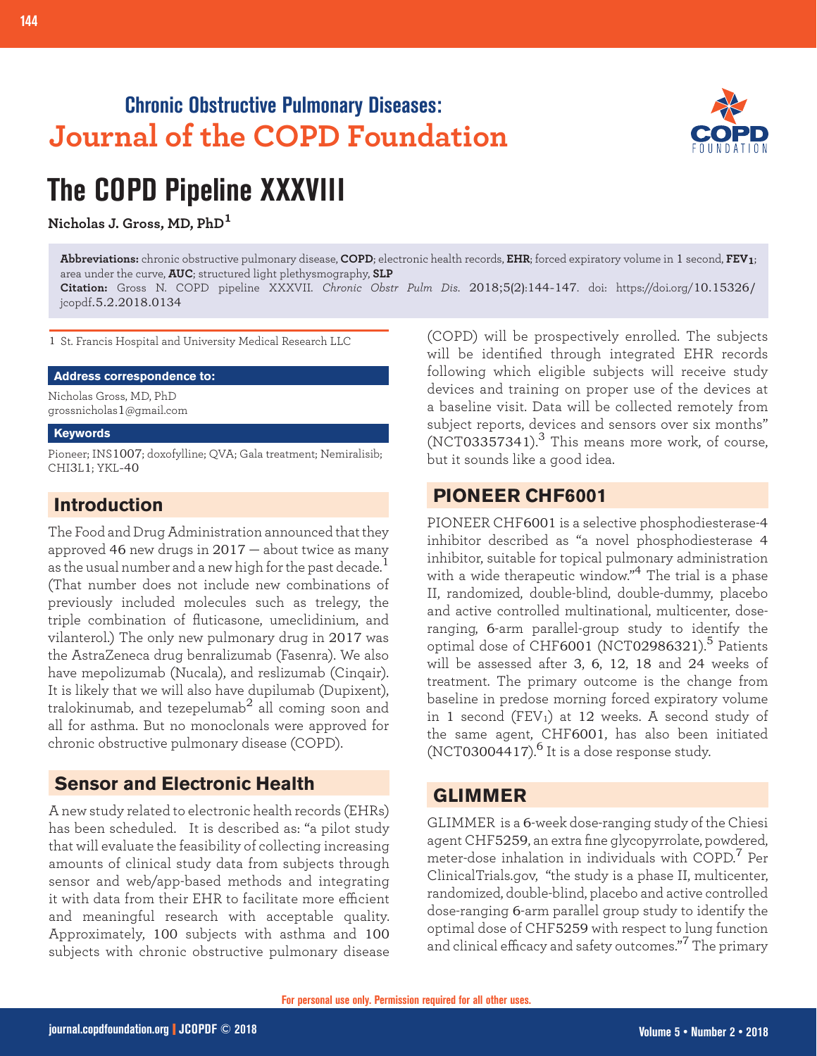Chronic Obstructive Pulmonary Diseases: Journal of the COPD Foundation

# The COPD Pipeline XXXVIII

**Nicholas J. Gross, MD, PhD**[1]

**Abbreviations:** chronic obstructive pulmonary disease, **COPD**; electronic health records, **EHR**; forced expiratory volume in 1 second, **$FEV_1$**; area under the curve, **AUC**; structured light plethysmography, **SLP**

**Citation:** Gross N. COPD pipeline XXXVII. *Chronic Obstr Pulm Dis.* 2018;5(2):144-147. doi: https://doi.org/10.15326/jcopdf.5.2.2018.0134

1 St. Francis Hospital and University Medical Research LLC

**Address correspondence to:**

Nicholas Gross, MD, PhD
grossnicholas1@gmail.com

**Keywords**

Pioneer; INS1007; doxofylline; QVA; Gala treatment; Nemiralisib; CHI3L1; YKL-40

## Introduction

The Food and Drug Administration announced that they approved 46 new drugs in 2017 — about twice as many as the usual number and a new high for the past decade.[1] (That number does not include new combinations of previously included molecules such as trelegy, the triple combination of fluticasone, umeclidinium, and vilanterol.) The only new pulmonary drug in 2017 was the AstraZeneca drug benralizumab (Fasenra). We also have mepolizumab (Nucala), and reslizumab (Cinqair). It is likely that we will also have dupilumab (Dupixent), tralokinumab, and tezepelumab[2] all coming soon and all for asthma. But no monoclonals were approved for chronic obstructive pulmonary disease (COPD).

## Sensor and Electronic Health

A new study related to electronic health records (EHRs) has been scheduled. It is described as: "a pilot study that will evaluate the feasibility of collecting increasing amounts of clinical study data from subjects through sensor and web/app-based methods and integrating it with data from their EHR to facilitate more efficient and meaningful research with acceptable quality. Approximately, 100 subjects with asthma and 100 subjects with chronic obstructive pulmonary disease (COPD) will be prospectively enrolled. The subjects will be identified through integrated EHR records following which eligible subjects will receive study devices and training on proper use of the devices at a baseline visit. Data will be collected remotely from subject reports, devices and sensors over six months" (NCT03357341).[3] This means more work, of course, but it sounds like a good idea.

## PIONEER CHF6001

PIONEER CHF6001 is a selective phosphodiesterase-4 inhibitor described as "a novel phosphodiesterase 4 inhibitor, suitable for topical pulmonary administration with a wide therapeutic window."[4] The trial is a phase II, randomized, double-blind, double-dummy, placebo and active controlled multinational, multicenter, dose-ranging, 6-arm parallel-group study to identify the optimal dose of CHF6001 (NCT02986321).[5] Patients will be assessed after 3, 6, 12, 18 and 24 weeks of treatment. The primary outcome is the change from baseline in predose morning forced expiratory volume in 1 second ($FEV_1$) at 12 weeks. A second study of the same agent, CHF6001, has also been initiated (NCT03004417).[6] It is a dose response study.

## GLIMMER

GLIMMER is a 6-week dose-ranging study of the Chiesi agent CHF5259, an extra fine glycopyrrolate, powdered, meter-dose inhalation in individuals with COPD.[7] Per ClinicalTrials.gov, "the study is a phase II, multicenter, randomized, double-blind, placebo and active controlled dose-ranging 6-arm parallel group study to identify the optimal dose of CHF5259 with respect to lung function and clinical efficacy and safety outcomes."[7] The primary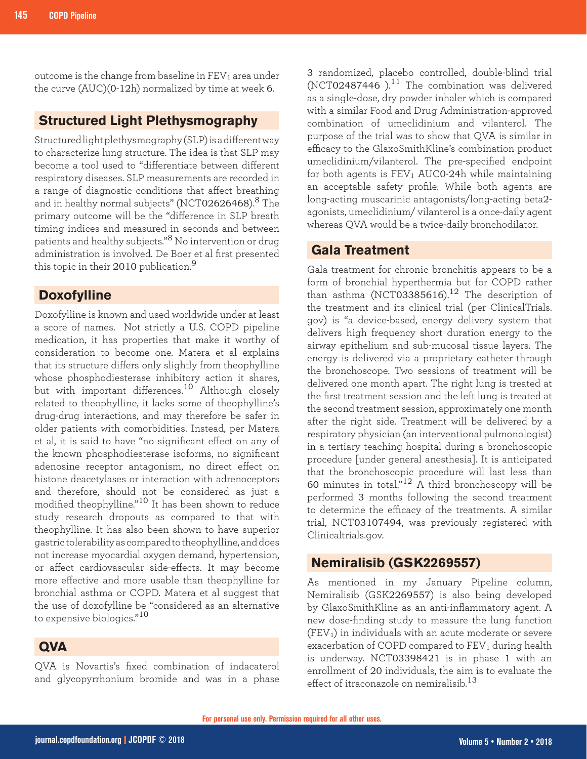outcome is the change from baseline in $FEV_1$ area under the curve (AUC)(0-12h) normalized by time at week 6.

## Structured Light Plethysmography

Structured light plethysmography (SLP) is a different way to characterize lung structure. The idea is that SLP may become a tool used to "differentiate between different respiratory diseases. SLP measurements are recorded in a range of diagnostic conditions that affect breathing and in healthy normal subjects" (NCT02626468).[8] The primary outcome will be the "difference in SLP breath timing indices and measured in seconds and between patients and healthy subjects."[8] No intervention or drug administration is involved. De Boer et al first presented this topic in their 2010 publication.[9]

## Doxofylline

Doxofylline is known and used worldwide under at least a score of names. Not strictly a U.S. COPD pipeline medication, it has properties that make it worthy of consideration to become one. Matera et al explains that its structure differs only slightly from theophylline whose phosphodiesterase inhibitory action it shares, but with important differences.[10] Although closely related to theophylline, it lacks some of theophylline's drug-drug interactions, and may therefore be safer in older patients with comorbidities. Instead, per Matera et al, it is said to have "no significant effect on any of the known phosphodiesterase isoforms, no significant adenosine receptor antagonism, no direct effect on histone deacetylases or interaction with adrenoceptors and therefore, should not be considered as just a modified theophylline."[10] It has been shown to reduce study research dropouts as compared to that with theophylline. It has also been shown to have superior gastric tolerability as compared to theophylline, and does not increase myocardial oxygen demand, hypertension, or affect cardiovascular side-effects. It may become more effective and more usable than theophylline for bronchial asthma or COPD. Matera et al suggest that the use of doxofylline be "considered as an alternative to expensive biologics."[10]

## QVA

QVA is Novartis's fixed combination of indacaterol and glycopyrrhonium bromide and was in a phase 3 randomized, placebo controlled, double-blind trial (NCT02487446 ).[11] The combination was delivered as a single-dose, dry powder inhaler which is compared with a similar Food and Drug Administration-approved combination of umeclidinium and vilanterol. The purpose of the trial was to show that QVA is similar in efficacy to the GlaxoSmithKline's combination product umeclidinium/vilanterol. The pre-specified endpoint for both agents is $FEV_1$ AUC0-24h while maintaining an acceptable safety profile. While both agents are long-acting muscarinic antagonists/long-acting beta2-agonists, umeclidinium/ vilanterol is a once-daily agent whereas QVA would be a twice-daily bronchodilator.

## Gala Treatment

Gala treatment for chronic bronchitis appears to be a form of bronchial hyperthermia but for COPD rather than asthma (NCT03385616).[12] The description of the treatment and its clinical trial (per ClinicalTrials.gov) is "a device-based, energy delivery system that delivers high frequency short duration energy to the airway epithelium and sub-mucosal tissue layers. The energy is delivered via a proprietary catheter through the bronchoscope. Two sessions of treatment will be delivered one month apart. The right lung is treated at the first treatment session and the left lung is treated at the second treatment session, approximately one month after the right side. Treatment will be delivered by a respiratory physician (an interventional pulmonologist) in a tertiary teaching hospital during a bronchoscopic procedure [under general anesthesia]. It is anticipated that the bronchoscopic procedure will last less than 60 minutes in total."[12] A third bronchoscopy will be performed 3 months following the second treatment to determine the efficacy of the treatments. A similar trial, NCT03107494, was previously registered with Clinicaltrials.gov.

## Nemiralisib (GSK2269557)

As mentioned in my January Pipeline column, Nemiralisib (GSK2269557) is also being developed by GlaxoSmithKline as an anti-inflammatory agent. A new dose-finding study to measure the lung function ($FEV_1$) in individuals with an acute moderate or severe exacerbation of COPD compared to $FEV_1$ during health is underway. NCT03398421 is in phase 1 with an enrollment of 20 individuals, the aim is to evaluate the effect of itraconazole on nemiralisib.[13]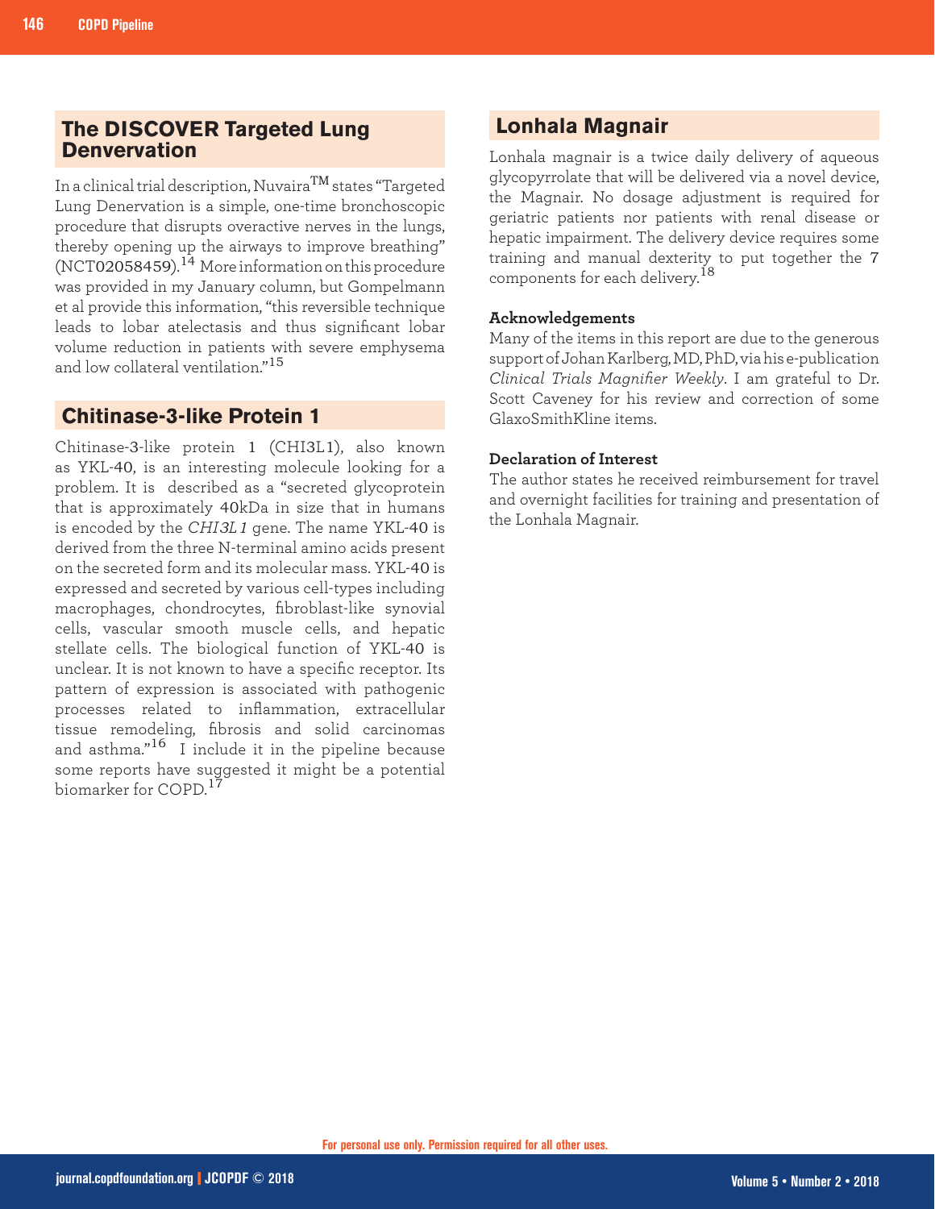## The DISCOVER Targeted Lung Denervation

In a clinical trial description, Nuvaira™ states "Targeted Lung Denervation is a simple, one-time bronchoscopic procedure that disrupts overactive nerves in the lungs, thereby opening up the airways to improve breathing" (NCT02058459).[14] More information on this procedure was provided in my January column, but Gompelmann et al provide this information, "this reversible technique leads to lobar atelectasis and thus significant lobar volume reduction in patients with severe emphysema and low collateral ventilation."[15]

## Chitinase-3-like Protein 1

Chitinase-3-like protein 1 (CHI3L1), also known as YKL-40, is an interesting molecule looking for a problem. It is described as a "secreted glycoprotein that is approximately 40kDa in size that in humans is encoded by the *CHI3L1* gene. The name YKL-40 is derived from the three N-terminal amino acids present on the secreted form and its molecular mass. YKL-40 is expressed and secreted by various cell-types including macrophages, chondrocytes, fibroblast-like synovial cells, vascular smooth muscle cells, and hepatic stellate cells. The biological function of YKL-40 is unclear. It is not known to have a specific receptor. Its pattern of expression is associated with pathogenic processes related to inflammation, extracellular tissue remodeling, fibrosis and solid carcinomas and asthma."[16] I include it in the pipeline because some reports have suggested it might be a potential biomarker for COPD.[17]

## Lonhala Magnair

Lonhala magnair is a twice daily delivery of aqueous glycopyrrolate that will be delivered via a novel device, the Magnair. No dosage adjustment is required for geriatric patients nor patients with renal disease or hepatic impairment. The delivery device requires some training and manual dexterity to put together the 7 components for each delivery.[18]

### Acknowledgements

Many of the items in this report are due to the generous support of Johan Karlberg, MD, PhD, via his e-publication *Clinical Trials Magnifier Weekly*. I am grateful to Dr. Scott Caveney for his review and correction of some GlaxoSmithKline items.

### Declaration of Interest

The author states he received reimbursement for travel and overnight facilities for training and presentation of the Lonhala Magnair.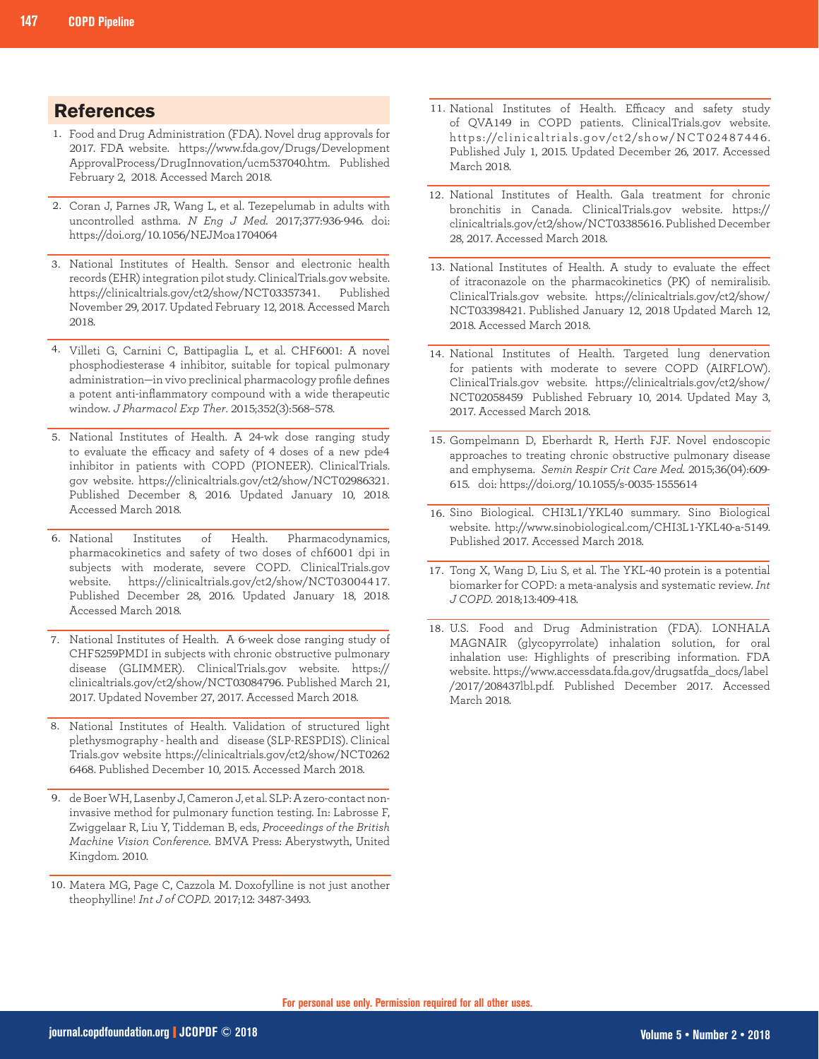## References

1. Food and Drug Administration (FDA). Novel drug approvals for 2017. FDA website. https://www.fda.gov/Drugs/DevelopmentApprovalProcess/DrugInnovation/ucm537040.htm. Published February 2, 2018. Accessed March 2018.

2. Coran J, Parnes JR, Wang L, et al. Tezepelumab in adults with uncontrolled asthma. *N Eng J Med.* 2017;377:936-946. doi: https://doi.org/10.1056/NEJMoa1704064

3. National Institutes of Health. Sensor and electronic health records (EHR) integration pilot study. ClinicalTrials.gov website. https://clinicaltrials.gov/ct2/show/NCT03357341. Published November 29, 2017. Updated February 12, 2018. Accessed March 2018.

4. Villeti G, Carnini C, Battipaglia L, et al. CHF6001: A novel phosphodiesterase 4 inhibitor, suitable for topical pulmonary administration—in vivo preclinical pharmacology profile defines a potent anti-inflammatory compound with a wide therapeutic window. *J Pharmacol Exp Ther*. 2015;352(3):568–578.

5. National Institutes of Health. A 24-wk dose ranging study to evaluate the efficacy and safety of 4 doses of a new pde4 inhibitor in patients with COPD (PIONEER). ClinicalTrials.gov website. https://clinicaltrials.gov/ct2/show/NCT02986321. Published December 8, 2016. Updated January 10, 2018. Accessed March 2018.

6. National Institutes of Health. Pharmacodynamics, pharmacokinetics and safety of two doses of chf6001 dpi in subjects with moderate, severe COPD. ClinicalTrials.gov website. https://clinicaltrials.gov/ct2/show/NCT03004417. Published December 28, 2016. Updated January 18, 2018. Accessed March 2018.

7. National Institutes of Health. A 6-week dose ranging study of CHF5259PMDI in subjects with chronic obstructive pulmonary disease (GLIMMER). ClinicalTrials.gov website. https://clinicaltrials.gov/ct2/show/NCT03084796. Published March 21, 2017. Updated November 27, 2017. Accessed March 2018.

8. National Institutes of Health. Validation of structured light plethysmography - health and disease (SLP-RESPDIS). ClinicalTrials.gov website https://clinicaltrials.gov/ct2/show/NCT02626468. Published December 10, 2015. Accessed March 2018.

9. de Boer WH, Lasenby J, Cameron J, et al. SLP: A zero-contact non-invasive method for pulmonary function testing. In: Labrosse F, Zwiggelaar R, Liu Y, Tiddeman B, eds, *Proceedings of the British Machine Vision Conference*. BMVA Press: Aberystwyth, United Kingdom. 2010.

10. Matera MG, Page C, Cazzola M. Doxofylline is not just another theophylline! *Int J of COPD.* 2017;12: 3487-3493.

11. National Institutes of Health. Efficacy and safety study of QVA149 in COPD patients. ClinicalTrials.gov website. https://clinicaltrials.gov/ct2/show/NCT02487446. Published July 1, 2015. Updated December 26, 2017. Accessed March 2018.

12. National Institutes of Health. Gala treatment for chronic bronchitis in Canada. ClinicalTrials.gov website. https://clinicaltrials.gov/ct2/show/NCT03385616. Published December 28, 2017. Accessed March 2018.

13. National Institutes of Health. A study to evaluate the effect of itraconazole on the pharmacokinetics (PK) of nemiralisib. ClinicalTrials.gov website. https://clinicaltrials.gov/ct2/show/NCT03398421. Published January 12, 2018 Updated March 12, 2018. Accessed March 2018.

14. National Institutes of Health. Targeted lung denervation for patients with moderate to severe COPD (AIRFLOW). ClinicalTrials.gov website. https://clinicaltrials.gov/ct2/show/NCT02058459 Published February 10, 2014. Updated May 3, 2017. Accessed March 2018.

15. Gompelmann D, Eberhardt R, Herth FJF. Novel endoscopic approaches to treating chronic obstructive pulmonary disease and emphysema. *Semin Respir Crit Care Med.* 2015;36(04):609-615. doi: https://doi.org/10.1055/s-0035-1555614

16. Sino Biological. CHI3L1/YKL40 summary. Sino Biological website. http://www.sinobiological.com/CHI3L1-YKL40-a-5149. Published 2017. Accessed March 2018.

17. Tong X, Wang D, Liu S, et al. The YKL-40 protein is a potential biomarker for COPD: a meta-analysis and systematic review. *Int J COPD.* 2018;13:409-418.

18. U.S. Food and Drug Administration (FDA). LONHALA MAGNAIR (glycopyrrolate) inhalation solution, for oral inhalation use: Highlights of prescribing information. FDA website. https://www.accessdata.fda.gov/drugsatfda_docs/label/2017/208437lbl.pdf. Published December 2017. Accessed March 2018.

For personal use only. Permission required for all other uses.